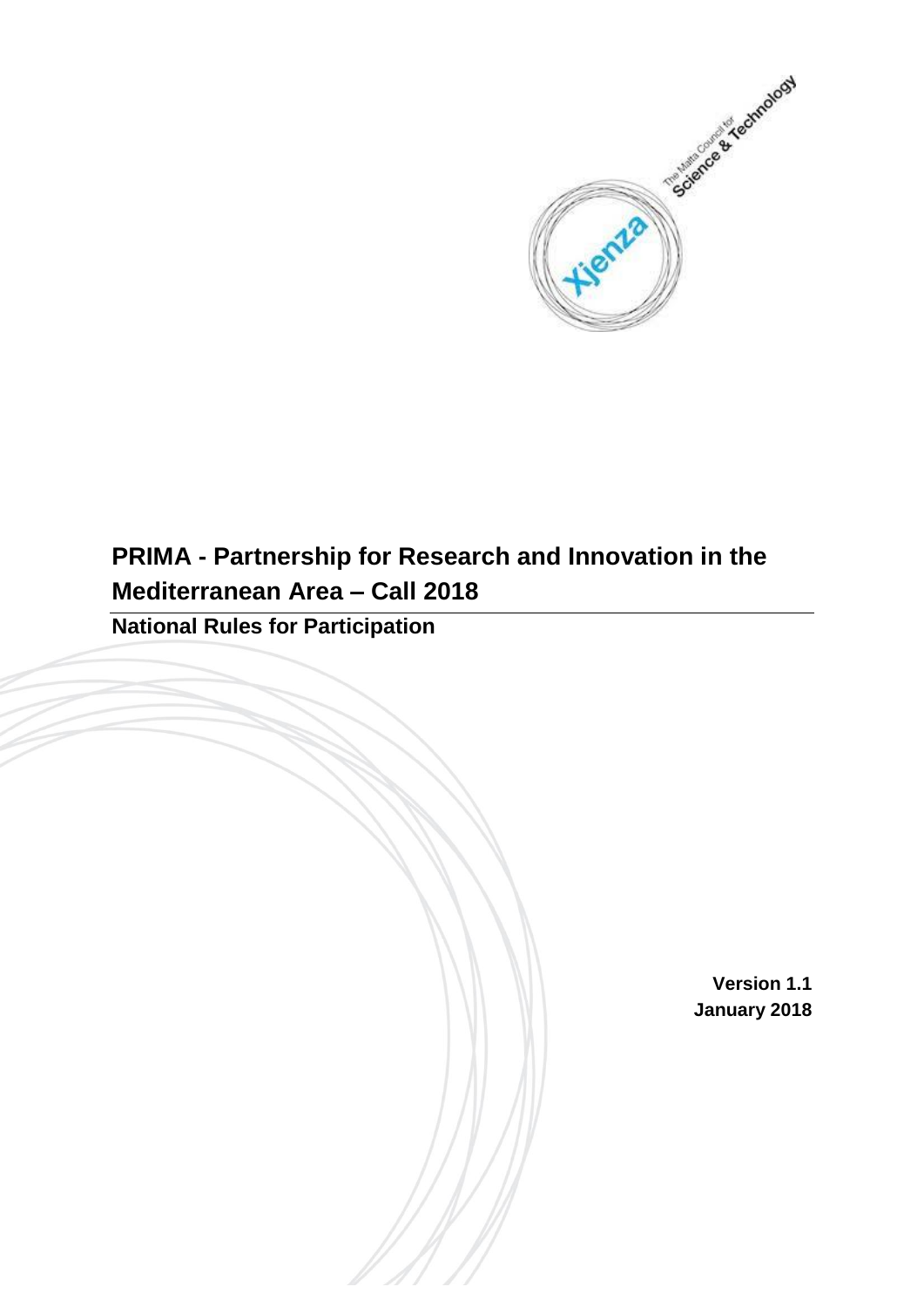# PRIMA - Partnership for Research and Innovation in the Mediterranean Area – Call 2018

## National Rules for Participation

**Version 1.1**
**January 2018**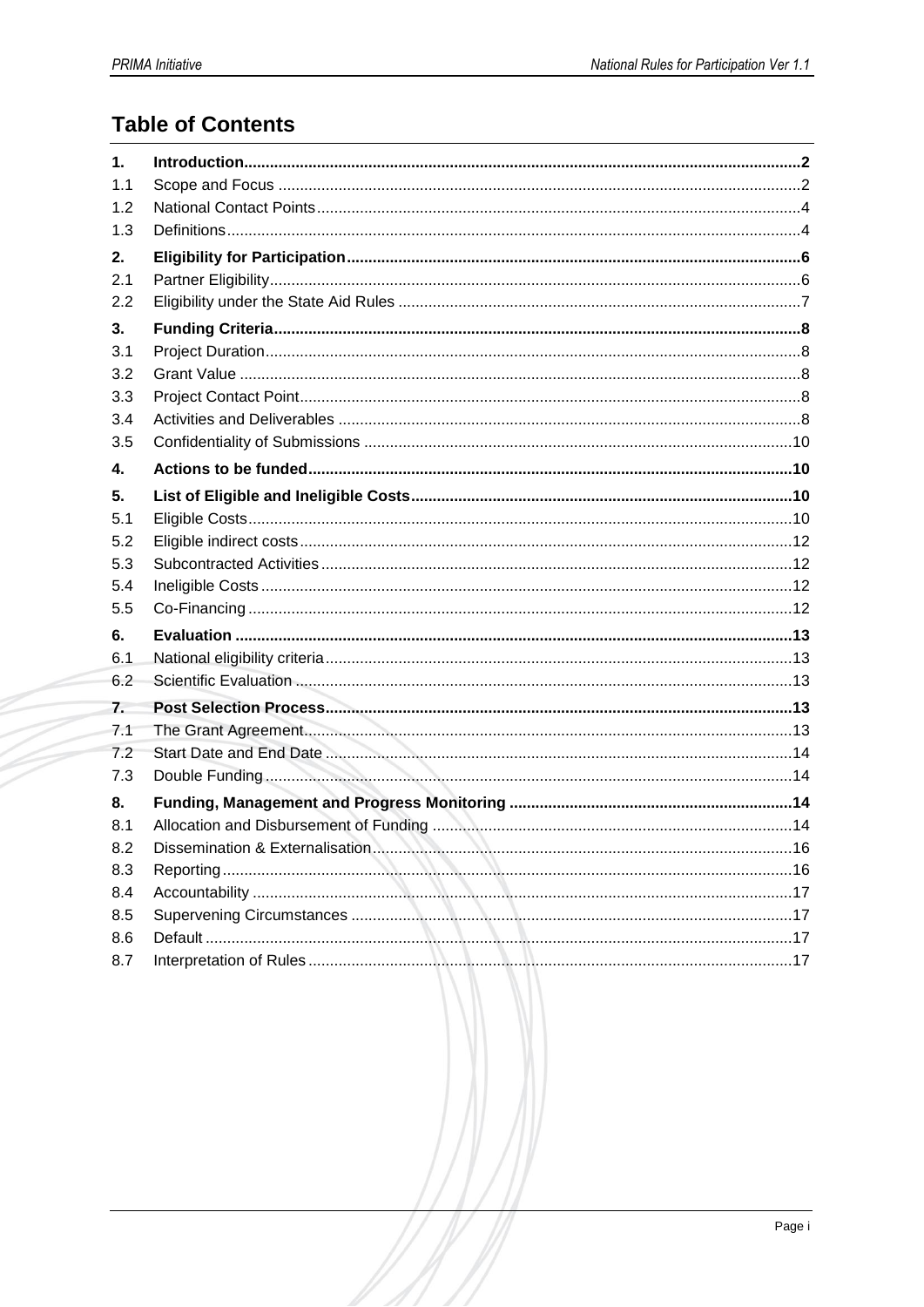## Table of Contents

| | | |
|---|---|---|
| **1.** | **Introduction** | **2** |
| 1.1 | Scope and Focus | 2 |
| 1.2 | National Contact Points | 4 |
| 1.3 | Definitions | 4 |
| **2.** | **Eligibility for Participation** | **6** |
| 2.1 | Partner Eligibility | 6 |
| 2.2 | Eligibility under the State Aid Rules | 7 |
| **3.** | **Funding Criteria** | **8** |
| 3.1 | Project Duration | 8 |
| 3.2 | Grant Value | 8 |
| 3.3 | Project Contact Point | 8 |
| 3.4 | Activities and Deliverables | 8 |
| 3.5 | Confidentiality of Submissions | 10 |
| **4.** | **Actions to be funded** | **10** |
| **5.** | **List of Eligible and Ineligible Costs** | **10** |
| 5.1 | Eligible Costs | 10 |
| 5.2 | Eligible indirect costs | 12 |
| 5.3 | Subcontracted Activities | 12 |
| 5.4 | Ineligible Costs | 12 |
| 5.5 | Co-Financing | 12 |
| **6.** | **Evaluation** | **13** |
| 6.1 | National eligibility criteria | 13 |
| 6.2 | Scientific Evaluation | 13 |
| **7.** | **Post Selection Process** | **13** |
| 7.1 | The Grant Agreement | 13 |
| 7.2 | Start Date and End Date | 14 |
| 7.3 | Double Funding | 14 |
| **8.** | **Funding, Management and Progress Monitoring** | **14** |
| 8.1 | Allocation and Disbursement of Funding | 14 |
| 8.2 | Dissemination & Externalisation | 16 |
| 8.3 | Reporting | 16 |
| 8.4 | Accountability | 17 |
| 8.5 | Supervening Circumstances | 17 |
| 8.6 | Default | 17 |
| 8.7 | Interpretation of Rules | 17 |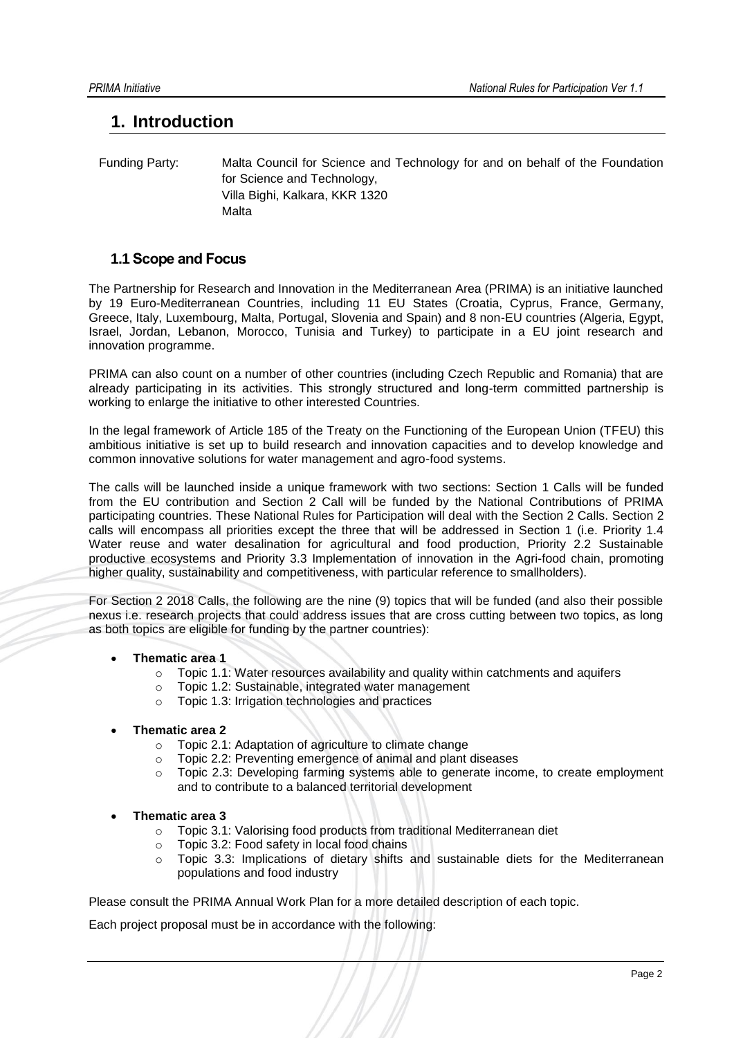# 1. Introduction

Funding Party: Malta Council for Science and Technology for and on behalf of the Foundation for Science and Technology,
Villa Bighi, Kalkara, KKR 1320
Malta

## 1.1 Scope and Focus

The Partnership for Research and Innovation in the Mediterranean Area (PRIMA) is an initiative launched by 19 Euro-Mediterranean Countries, including 11 EU States (Croatia, Cyprus, France, Germany, Greece, Italy, Luxembourg, Malta, Portugal, Slovenia and Spain) and 8 non-EU countries (Algeria, Egypt, Israel, Jordan, Lebanon, Morocco, Tunisia and Turkey) to participate in a EU joint research and innovation programme.

PRIMA can also count on a number of other countries (including Czech Republic and Romania) that are already participating in its activities. This strongly structured and long-term committed partnership is working to enlarge the initiative to other interested Countries.

In the legal framework of Article 185 of the Treaty on the Functioning of the European Union (TFEU) this ambitious initiative is set up to build research and innovation capacities and to develop knowledge and common innovative solutions for water management and agro-food systems.

The calls will be launched inside a unique framework with two sections: Section 1 Calls will be funded from the EU contribution and Section 2 Call will be funded by the National Contributions of PRIMA participating countries. These National Rules for Participation will deal with the Section 2 Calls. Section 2 calls will encompass all priorities except the three that will be addressed in Section 1 (i.e. Priority 1.4 Water reuse and water desalination for agricultural and food production, Priority 2.2 Sustainable productive ecosystems and Priority 3.3 Implementation of innovation in the Agri-food chain, promoting higher quality, sustainability and competitiveness, with particular reference to smallholders).

For Section 2 2018 Calls, the following are the nine (9) topics that will be funded (and also their possible nexus i.e. research projects that could address issues that are cross cutting between two topics, as long as both topics are eligible for funding by the partner countries):

- **Thematic area 1**
  - Topic 1.1: Water resources availability and quality within catchments and aquifers
  - Topic 1.2: Sustainable, integrated water management
  - Topic 1.3: Irrigation technologies and practices
- **Thematic area 2**
  - Topic 2.1: Adaptation of agriculture to climate change
  - Topic 2.2: Preventing emergence of animal and plant diseases
  - Topic 2.3: Developing farming systems able to generate income, to create employment and to contribute to a balanced territorial development
- **Thematic area 3**
  - Topic 3.1: Valorising food products from traditional Mediterranean diet
  - Topic 3.2: Food safety in local food chains
  - Topic 3.3: Implications of dietary shifts and sustainable diets for the Mediterranean populations and food industry

Please consult the PRIMA Annual Work Plan for a more detailed description of each topic.

Each project proposal must be in accordance with the following: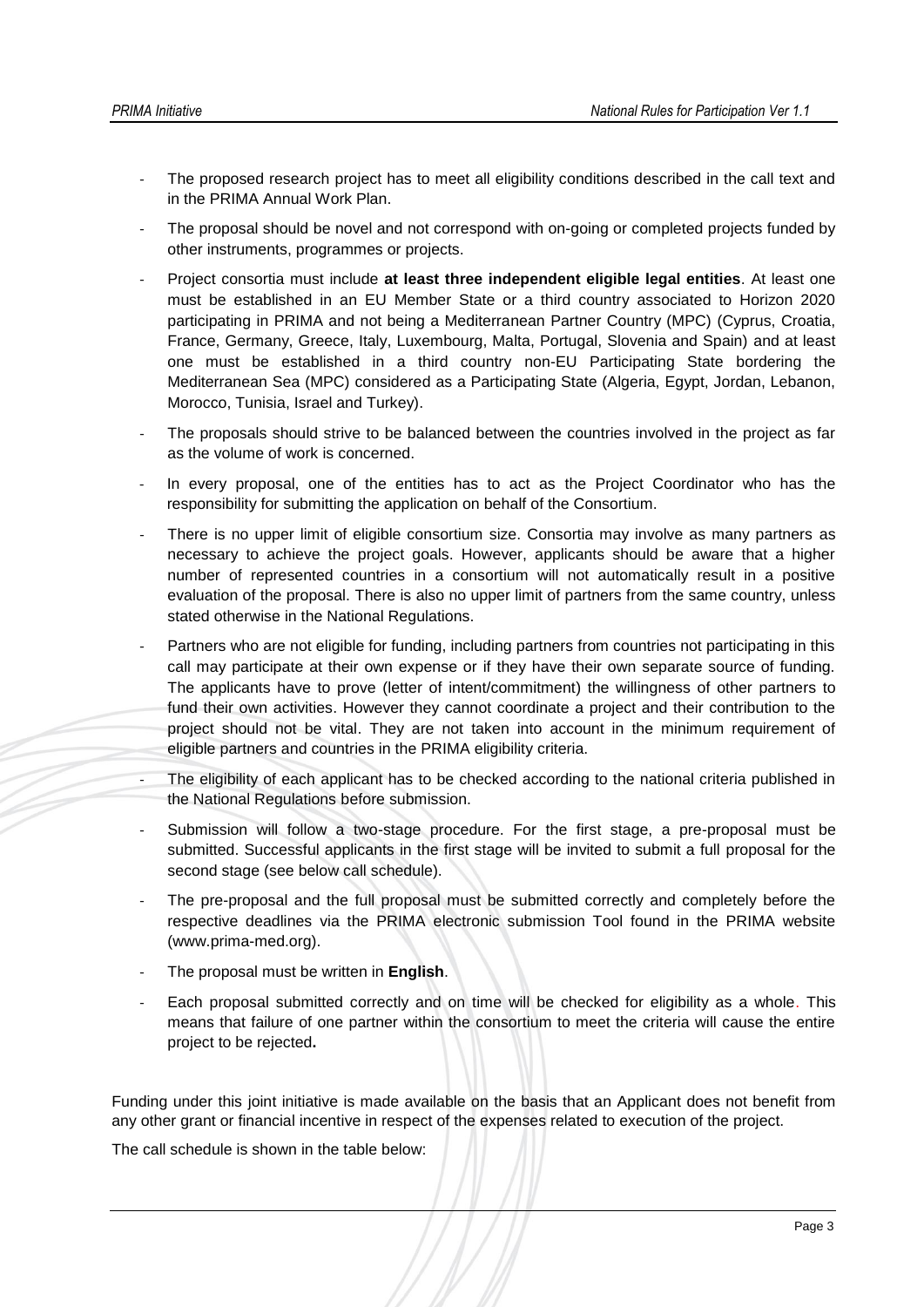- The proposed research project has to meet all eligibility conditions described in the call text and in the PRIMA Annual Work Plan.
- The proposal should be novel and not correspond with on-going or completed projects funded by other instruments, programmes or projects.
- Project consortia must include **at least three independent eligible legal entities**. At least one must be established in an EU Member State or a third country associated to Horizon 2020 participating in PRIMA and not being a Mediterranean Partner Country (MPC) (Cyprus, Croatia, France, Germany, Greece, Italy, Luxembourg, Malta, Portugal, Slovenia and Spain) and at least one must be established in a third country non-EU Participating State bordering the Mediterranean Sea (MPC) considered as a Participating State (Algeria, Egypt, Jordan, Lebanon, Morocco, Tunisia, Israel and Turkey).
- The proposals should strive to be balanced between the countries involved in the project as far as the volume of work is concerned.
- In every proposal, one of the entities has to act as the Project Coordinator who has the responsibility for submitting the application on behalf of the Consortium.
- There is no upper limit of eligible consortium size. Consortia may involve as many partners as necessary to achieve the project goals. However, applicants should be aware that a higher number of represented countries in a consortium will not automatically result in a positive evaluation of the proposal. There is also no upper limit of partners from the same country, unless stated otherwise in the National Regulations.
- Partners who are not eligible for funding, including partners from countries not participating in this call may participate at their own expense or if they have their own separate source of funding. The applicants have to prove (letter of intent/commitment) the willingness of other partners to fund their own activities. However they cannot coordinate a project and their contribution to the project should not be vital. They are not taken into account in the minimum requirement of eligible partners and countries in the PRIMA eligibility criteria.
- The eligibility of each applicant has to be checked according to the national criteria published in the National Regulations before submission.
- Submission will follow a two-stage procedure. For the first stage, a pre-proposal must be submitted. Successful applicants in the first stage will be invited to submit a full proposal for the second stage (see below call schedule).
- The pre-proposal and the full proposal must be submitted correctly and completely before the respective deadlines via the PRIMA electronic submission Tool found in the PRIMA website (www.prima-med.org).
- The proposal must be written in **English**.
- Each proposal submitted correctly and on time will be checked for eligibility as a whole. This means that failure of one partner within the consortium to meet the criteria will cause the entire project to be rejected**.**

Funding under this joint initiative is made available on the basis that an Applicant does not benefit from any other grant or financial incentive in respect of the expenses related to execution of the project.

The call schedule is shown in the table below: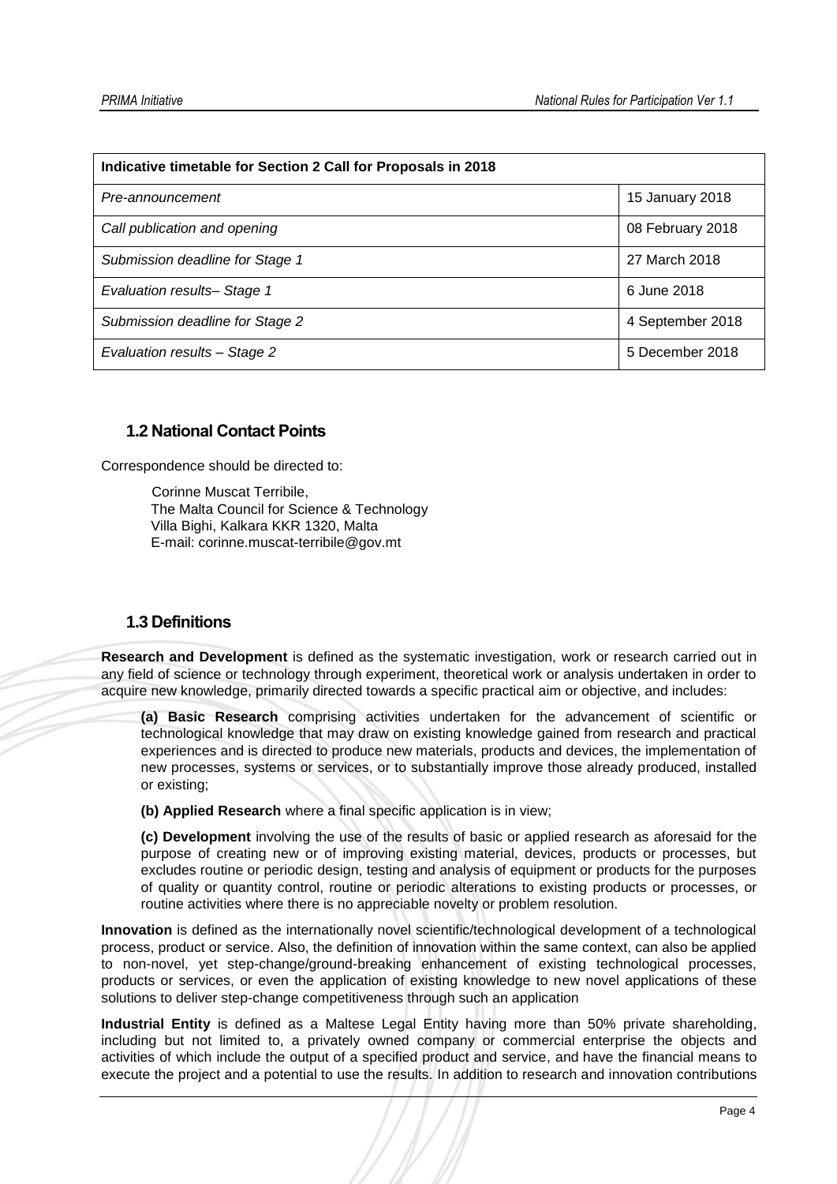| Indicative timetable for Section 2 Call for Proposals in 2018 | |
|---|---|
| *Pre-announcement* | 15 January 2018 |
| *Call publication and opening* | 08 February 2018 |
| *Submission deadline for Stage 1* | 27 March 2018 |
| *Evaluation results– Stage 1* | 6 June 2018 |
| *Submission deadline for Stage 2* | 4 September 2018 |
| *Evaluation results – Stage 2* | 5 December 2018 |

## 1.2 National Contact Points

Correspondence should be directed to:

Corinne Muscat Terribile,
The Malta Council for Science & Technology
Villa Bighi, Kalkara KKR 1320, Malta
E-mail: corinne.muscat-terribile@gov.mt

## 1.3 Definitions

**Research and Development** is defined as the systematic investigation, work or research carried out in any field of science or technology through experiment, theoretical work or analysis undertaken in order to acquire new knowledge, primarily directed towards a specific practical aim or objective, and includes:

**(a) Basic Research** comprising activities undertaken for the advancement of scientific or technological knowledge that may draw on existing knowledge gained from research and practical experiences and is directed to produce new materials, products and devices, the implementation of new processes, systems or services, or to substantially improve those already produced, installed or existing;

**(b) Applied Research** where a final specific application is in view;

**(c) Development** involving the use of the results of basic or applied research as aforesaid for the purpose of creating new or of improving existing material, devices, products or processes, but excludes routine or periodic design, testing and analysis of equipment or products for the purposes of quality or quantity control, routine or periodic alterations to existing products or processes, or routine activities where there is no appreciable novelty or problem resolution.

**Innovation** is defined as the internationally novel scientific/technological development of a technological process, product or service. Also, the definition of innovation within the same context, can also be applied to non-novel, yet step-change/ground-breaking enhancement of existing technological processes, products or services, or even the application of existing knowledge to new novel applications of these solutions to deliver step-change competitiveness through such an application

**Industrial Entity** is defined as a Maltese Legal Entity having more than 50% private shareholding, including but not limited to, a privately owned company or commercial enterprise the objects and activities of which include the output of a specified product and service, and have the financial means to execute the project and a potential to use the results. In addition to research and innovation contributions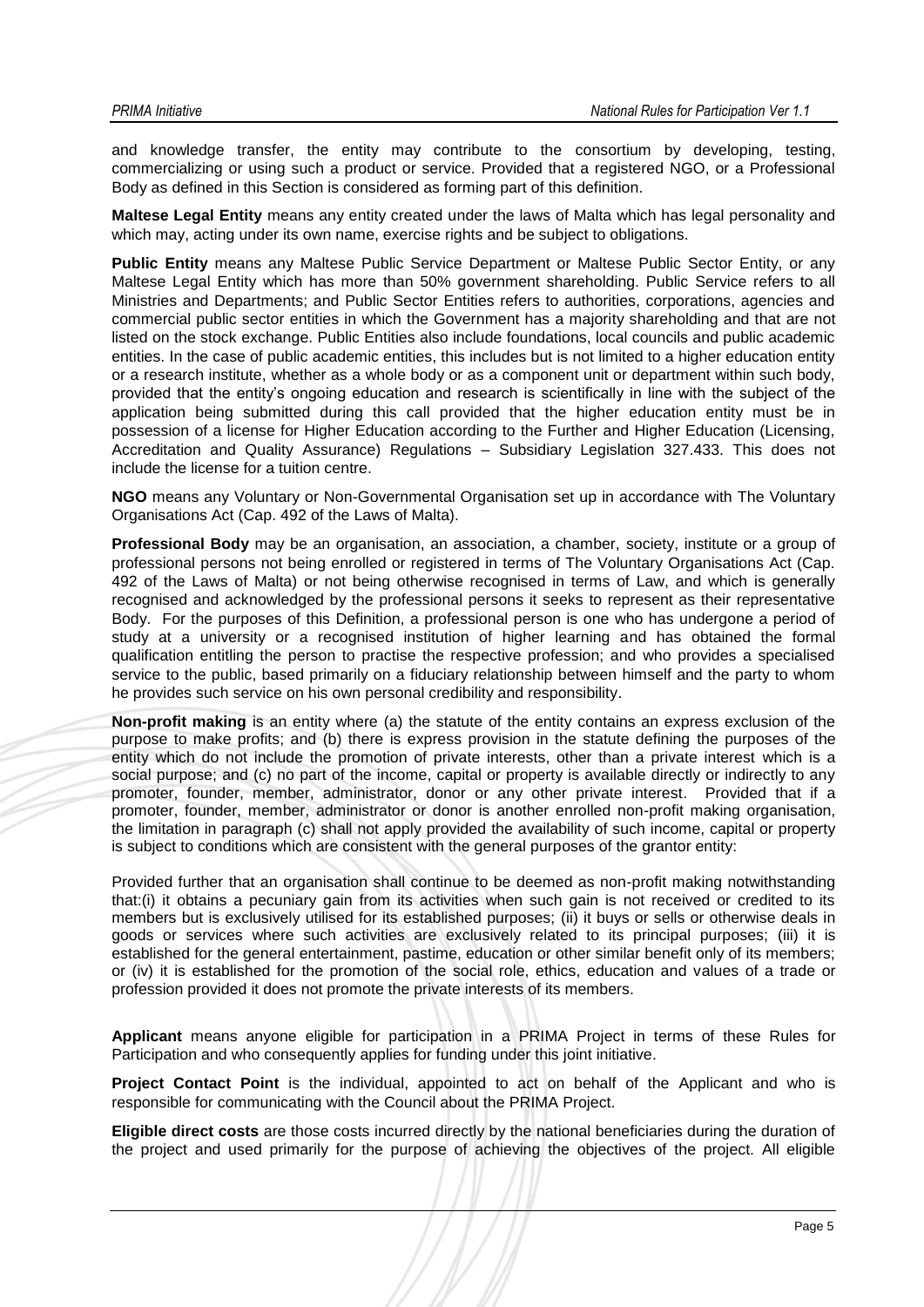and knowledge transfer, the entity may contribute to the consortium by developing, testing, commercializing or using such a product or service. Provided that a registered NGO, or a Professional Body as defined in this Section is considered as forming part of this definition.

**Maltese Legal Entity** means any entity created under the laws of Malta which has legal personality and which may, acting under its own name, exercise rights and be subject to obligations.

**Public Entity** means any Maltese Public Service Department or Maltese Public Sector Entity, or any Maltese Legal Entity which has more than 50% government shareholding. Public Service refers to all Ministries and Departments; and Public Sector Entities refers to authorities, corporations, agencies and commercial public sector entities in which the Government has a majority shareholding and that are not listed on the stock exchange. Public Entities also include foundations, local councils and public academic entities. In the case of public academic entities, this includes but is not limited to a higher education entity or a research institute, whether as a whole body or as a component unit or department within such body, provided that the entity's ongoing education and research is scientifically in line with the subject of the application being submitted during this call provided that the higher education entity must be in possession of a license for Higher Education according to the Further and Higher Education (Licensing, Accreditation and Quality Assurance) Regulations – Subsidiary Legislation 327.433. This does not include the license for a tuition centre.

**NGO** means any Voluntary or Non-Governmental Organisation set up in accordance with The Voluntary Organisations Act (Cap. 492 of the Laws of Malta).

**Professional Body** may be an organisation, an association, a chamber, society, institute or a group of professional persons not being enrolled or registered in terms of The Voluntary Organisations Act (Cap. 492 of the Laws of Malta) or not being otherwise recognised in terms of Law, and which is generally recognised and acknowledged by the professional persons it seeks to represent as their representative Body. For the purposes of this Definition, a professional person is one who has undergone a period of study at a university or a recognised institution of higher learning and has obtained the formal qualification entitling the person to practise the respective profession; and who provides a specialised service to the public, based primarily on a fiduciary relationship between himself and the party to whom he provides such service on his own personal credibility and responsibility.

**Non-profit making** is an entity where (a) the statute of the entity contains an express exclusion of the purpose to make profits; and (b) there is express provision in the statute defining the purposes of the entity which do not include the promotion of private interests, other than a private interest which is a social purpose; and (c) no part of the income, capital or property is available directly or indirectly to any promoter, founder, member, administrator, donor or any other private interest. Provided that if a promoter, founder, member, administrator or donor is another enrolled non-profit making organisation, the limitation in paragraph (c) shall not apply provided the availability of such income, capital or property is subject to conditions which are consistent with the general purposes of the grantor entity:

Provided further that an organisation shall continue to be deemed as non-profit making notwithstanding that:(i) it obtains a pecuniary gain from its activities when such gain is not received or credited to its members but is exclusively utilised for its established purposes; (ii) it buys or sells or otherwise deals in goods or services where such activities are exclusively related to its principal purposes; (iii) it is established for the general entertainment, pastime, education or other similar benefit only of its members; or (iv) it is established for the promotion of the social role, ethics, education and values of a trade or profession provided it does not promote the private interests of its members.

**Applicant** means anyone eligible for participation in a PRIMA Project in terms of these Rules for Participation and who consequently applies for funding under this joint initiative.

**Project Contact Point** is the individual, appointed to act on behalf of the Applicant and who is responsible for communicating with the Council about the PRIMA Project.

**Eligible direct costs** are those costs incurred directly by the national beneficiaries during the duration of the project and used primarily for the purpose of achieving the objectives of the project. All eligible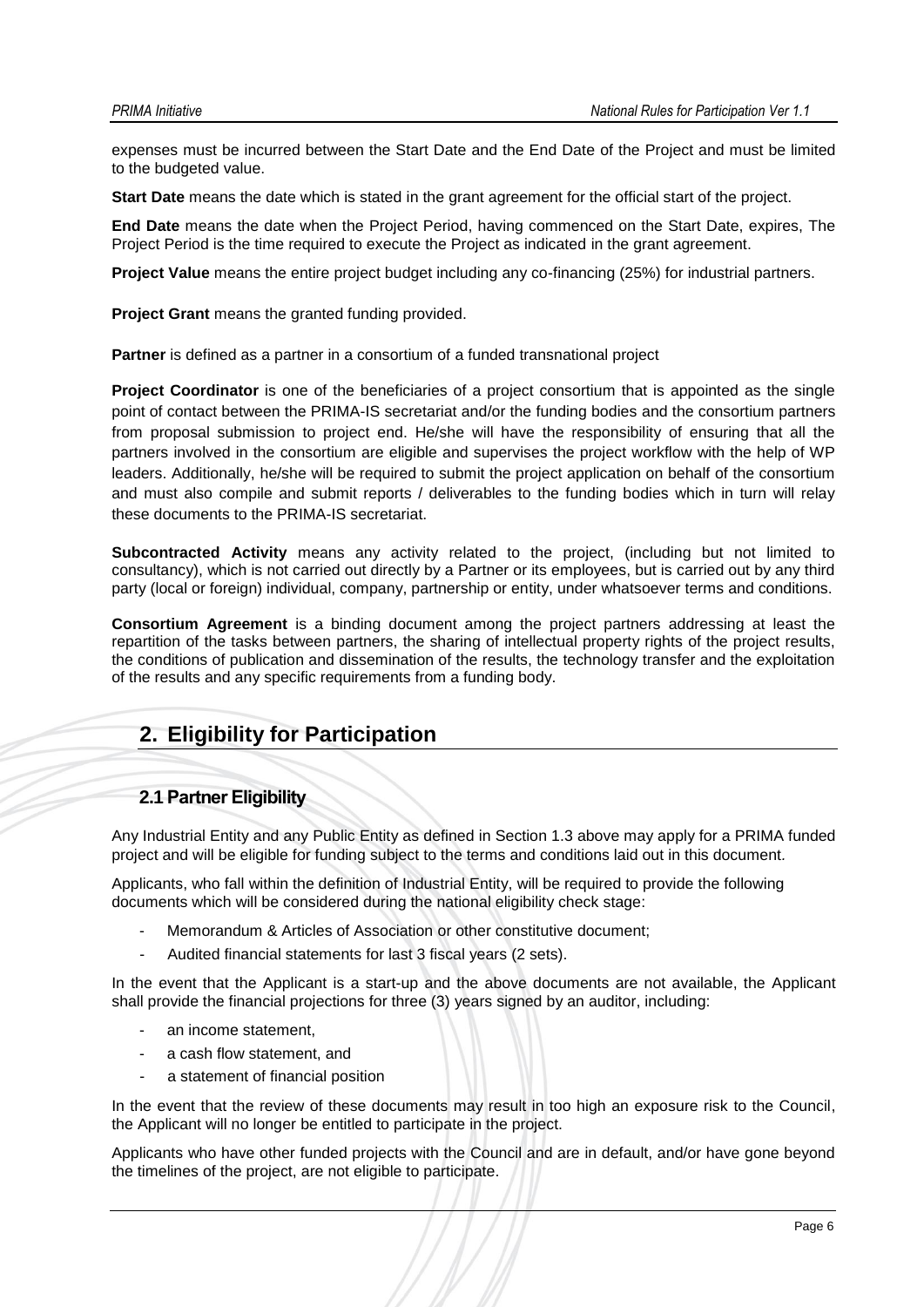expenses must be incurred between the Start Date and the End Date of the Project and must be limited to the budgeted value.

**Start Date** means the date which is stated in the grant agreement for the official start of the project.

**End Date** means the date when the Project Period, having commenced on the Start Date, expires, The Project Period is the time required to execute the Project as indicated in the grant agreement.

**Project Value** means the entire project budget including any co-financing (25%) for industrial partners.

**Project Grant** means the granted funding provided.

**Partner** is defined as a partner in a consortium of a funded transnational project

**Project Coordinator** is one of the beneficiaries of a project consortium that is appointed as the single point of contact between the PRIMA-IS secretariat and/or the funding bodies and the consortium partners from proposal submission to project end. He/she will have the responsibility of ensuring that all the partners involved in the consortium are eligible and supervises the project workflow with the help of WP leaders. Additionally, he/she will be required to submit the project application on behalf of the consortium and must also compile and submit reports / deliverables to the funding bodies which in turn will relay these documents to the PRIMA-IS secretariat.

**Subcontracted Activity** means any activity related to the project, (including but not limited to consultancy), which is not carried out directly by a Partner or its employees, but is carried out by any third party (local or foreign) individual, company, partnership or entity, under whatsoever terms and conditions.

**Consortium Agreement** is a binding document among the project partners addressing at least the repartition of the tasks between partners, the sharing of intellectual property rights of the project results, the conditions of publication and dissemination of the results, the technology transfer and the exploitation of the results and any specific requirements from a funding body.

# 2. Eligibility for Participation

## 2.1 Partner Eligibility

Any Industrial Entity and any Public Entity as defined in Section 1.3 above may apply for a PRIMA funded project and will be eligible for funding subject to the terms and conditions laid out in this document.

Applicants, who fall within the definition of Industrial Entity, will be required to provide the following documents which will be considered during the national eligibility check stage:

- Memorandum & Articles of Association or other constitutive document;
- Audited financial statements for last 3 fiscal years (2 sets).

In the event that the Applicant is a start-up and the above documents are not available, the Applicant shall provide the financial projections for three (3) years signed by an auditor, including:

- an income statement,
- a cash flow statement, and
- a statement of financial position

In the event that the review of these documents may result in too high an exposure risk to the Council, the Applicant will no longer be entitled to participate in the project.

Applicants who have other funded projects with the Council and are in default, and/or have gone beyond the timelines of the project, are not eligible to participate.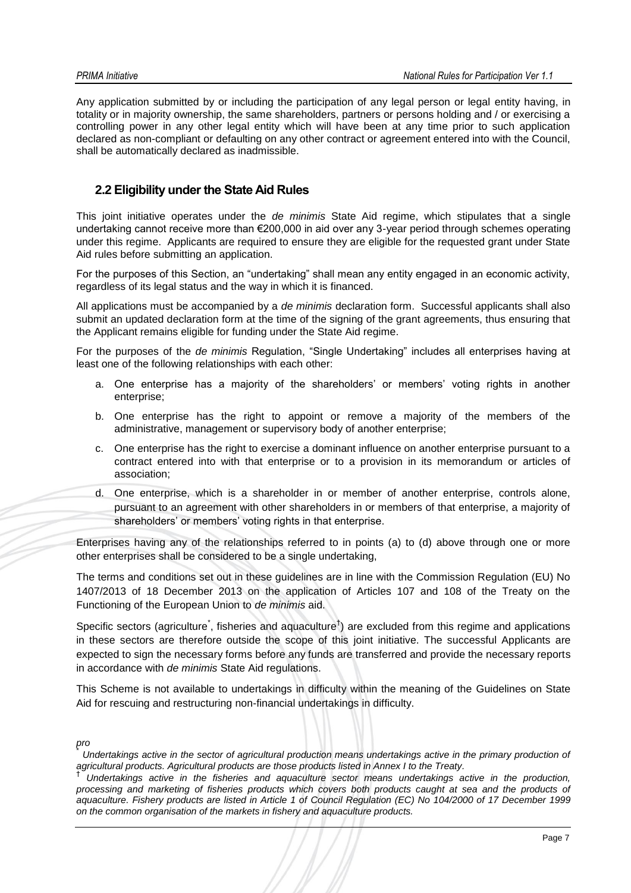Any application submitted by or including the participation of any legal person or legal entity having, in totality or in majority ownership, the same shareholders, partners or persons holding and / or exercising a controlling power in any other legal entity which will have been at any time prior to such application declared as non-compliant or defaulting on any other contract or agreement entered into with the Council, shall be automatically declared as inadmissible.

## 2.2 Eligibility under the State Aid Rules

This joint initiative operates under the *de minimis* State Aid regime, which stipulates that a single undertaking cannot receive more than €200,000 in aid over any 3-year period through schemes operating under this regime. Applicants are required to ensure they are eligible for the requested grant under State Aid rules before submitting an application.

For the purposes of this Section, an “undertaking” shall mean any entity engaged in an economic activity, regardless of its legal status and the way in which it is financed.

All applications must be accompanied by a *de minimis* declaration form. Successful applicants shall also submit an updated declaration form at the time of the signing of the grant agreements, thus ensuring that the Applicant remains eligible for funding under the State Aid regime.

For the purposes of the *de minimis* Regulation, “Single Undertaking” includes all enterprises having at least one of the following relationships with each other:

a. One enterprise has a majority of the shareholders’ or members’ voting rights in another enterprise;

b. One enterprise has the right to appoint or remove a majority of the members of the administrative, management or supervisory body of another enterprise;

c. One enterprise has the right to exercise a dominant influence on another enterprise pursuant to a contract entered into with that enterprise or to a provision in its memorandum or articles of association;

d. One enterprise, which is a shareholder in or member of another enterprise, controls alone, pursuant to an agreement with other shareholders in or members of that enterprise, a majority of shareholders’ or members’ voting rights in that enterprise.

Enterprises having any of the relationships referred to in points (a) to (d) above through one or more other enterprises shall be considered to be a single undertaking,

The terms and conditions set out in these guidelines are in line with the Commission Regulation (EU) No 1407/2013 of 18 December 2013 on the application of Articles 107 and 108 of the Treaty on the Functioning of the European Union to *de minimis* aid.

Specific sectors (agriculture[*], fisheries and aquaculture[†]) are excluded from this regime and applications in these sectors are therefore outside the scope of this joint initiative. The successful Applicants are expected to sign the necessary forms before any funds are transferred and provide the necessary reports in accordance with *de minimis* State Aid regulations.

This Scheme is not available to undertakings in difficulty within the meaning of the Guidelines on State Aid for rescuing and restructuring non-financial undertakings in difficulty.

*pro*

[*] *Undertakings active in the sector of agricultural production means undertakings active in the primary production of agricultural products. Agricultural products are those products listed in Annex I to the Treaty.*

[†] *Undertakings active in the fisheries and aquaculture sector means undertakings active in the production, processing and marketing of fisheries products which covers both products caught at sea and the products of aquaculture. Fishery products are listed in Article 1 of Council Regulation (EC) No 104/2000 of 17 December 1999 on the common organisation of the markets in fishery and aquaculture products.*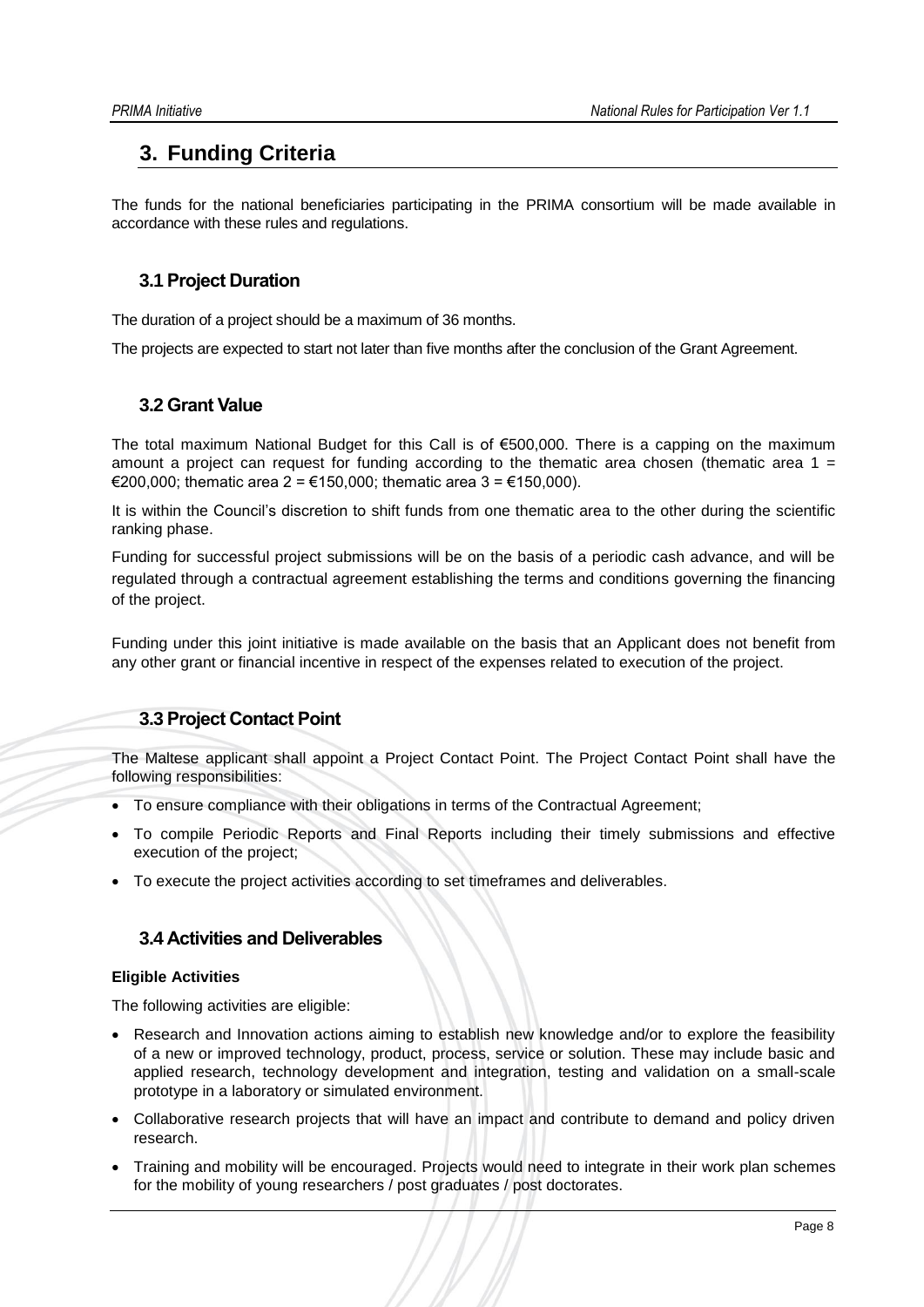# 3. Funding Criteria

The funds for the national beneficiaries participating in the PRIMA consortium will be made available in accordance with these rules and regulations.

## 3.1 Project Duration

The duration of a project should be a maximum of 36 months.

The projects are expected to start not later than five months after the conclusion of the Grant Agreement.

## 3.2 Grant Value

The total maximum National Budget for this Call is of €500,000. There is a capping on the maximum amount a project can request for funding according to the thematic area chosen (thematic area 1 = €200,000; thematic area 2 = €150,000; thematic area 3 = €150,000).

It is within the Council's discretion to shift funds from one thematic area to the other during the scientific ranking phase.

Funding for successful project submissions will be on the basis of a periodic cash advance, and will be regulated through a contractual agreement establishing the terms and conditions governing the financing of the project.

Funding under this joint initiative is made available on the basis that an Applicant does not benefit from any other grant or financial incentive in respect of the expenses related to execution of the project.

## 3.3 Project Contact Point

The Maltese applicant shall appoint a Project Contact Point. The Project Contact Point shall have the following responsibilities:

- To ensure compliance with their obligations in terms of the Contractual Agreement;
- To compile Periodic Reports and Final Reports including their timely submissions and effective execution of the project;
- To execute the project activities according to set timeframes and deliverables.

## 3.4 Activities and Deliverables

**Eligible Activities**

The following activities are eligible:

- Research and Innovation actions aiming to establish new knowledge and/or to explore the feasibility of a new or improved technology, product, process, service or solution. These may include basic and applied research, technology development and integration, testing and validation on a small-scale prototype in a laboratory or simulated environment.
- Collaborative research projects that will have an impact and contribute to demand and policy driven research.
- Training and mobility will be encouraged. Projects would need to integrate in their work plan schemes for the mobility of young researchers / post graduates / post doctorates.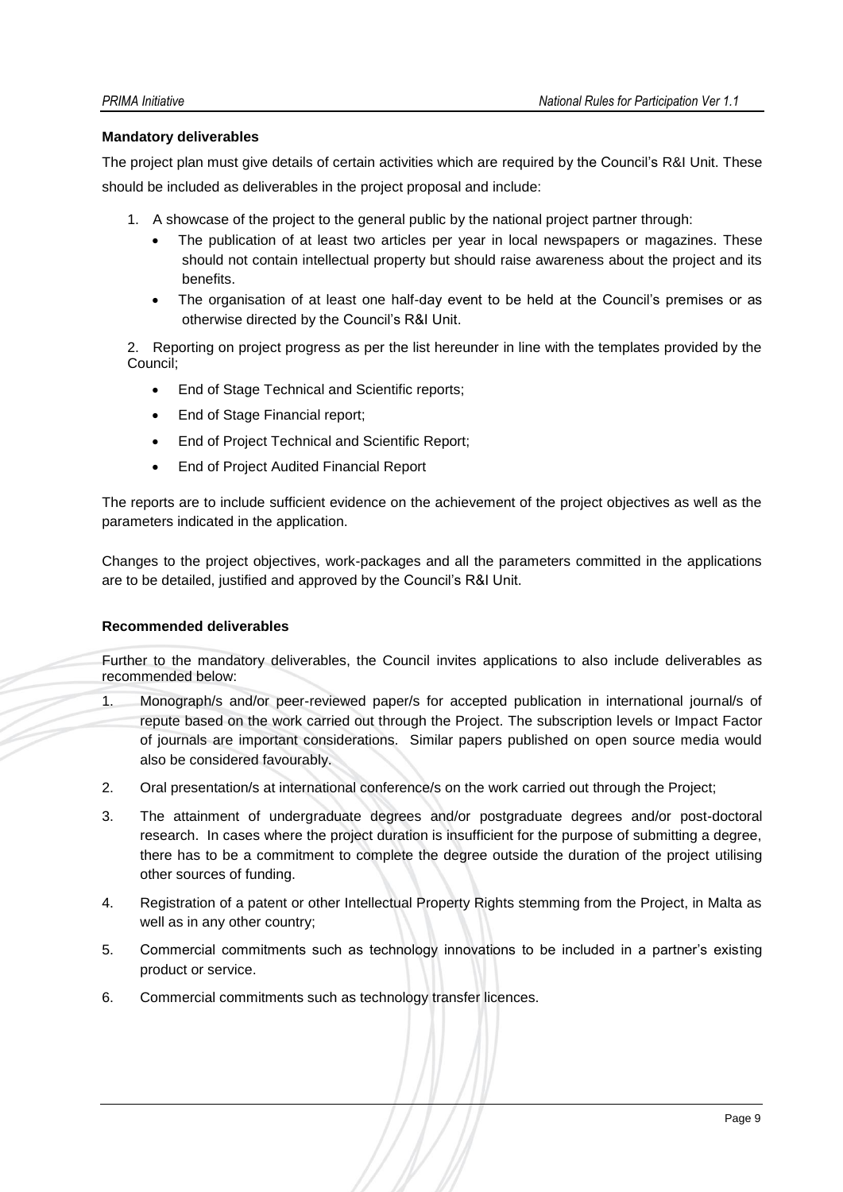**Mandatory deliverables**

The project plan must give details of certain activities which are required by the Council's R&I Unit. These should be included as deliverables in the project proposal and include:

1. A showcase of the project to the general public by the national project partner through:
   - The publication of at least two articles per year in local newspapers or magazines. These should not contain intellectual property but should raise awareness about the project and its benefits.
   - The organisation of at least one half-day event to be held at the Council's premises or as otherwise directed by the Council's R&I Unit.

2. Reporting on project progress as per the list hereunder in line with the templates provided by the Council;
   - End of Stage Technical and Scientific reports;
   - End of Stage Financial report;
   - End of Project Technical and Scientific Report;
   - End of Project Audited Financial Report

The reports are to include sufficient evidence on the achievement of the project objectives as well as the parameters indicated in the application.

Changes to the project objectives, work-packages and all the parameters committed in the applications are to be detailed, justified and approved by the Council's R&I Unit.

**Recommended deliverables**

Further to the mandatory deliverables, the Council invites applications to also include deliverables as recommended below:

1. Monograph/s and/or peer-reviewed paper/s for accepted publication in international journal/s of repute based on the work carried out through the Project. The subscription levels or Impact Factor of journals are important considerations. Similar papers published on open source media would also be considered favourably.
2. Oral presentation/s at international conference/s on the work carried out through the Project;
3. The attainment of undergraduate degrees and/or postgraduate degrees and/or post-doctoral research. In cases where the project duration is insufficient for the purpose of submitting a degree, there has to be a commitment to complete the degree outside the duration of the project utilising other sources of funding.
4. Registration of a patent or other Intellectual Property Rights stemming from the Project, in Malta as well as in any other country;
5. Commercial commitments such as technology innovations to be included in a partner's existing product or service.
6. Commercial commitments such as technology transfer licences.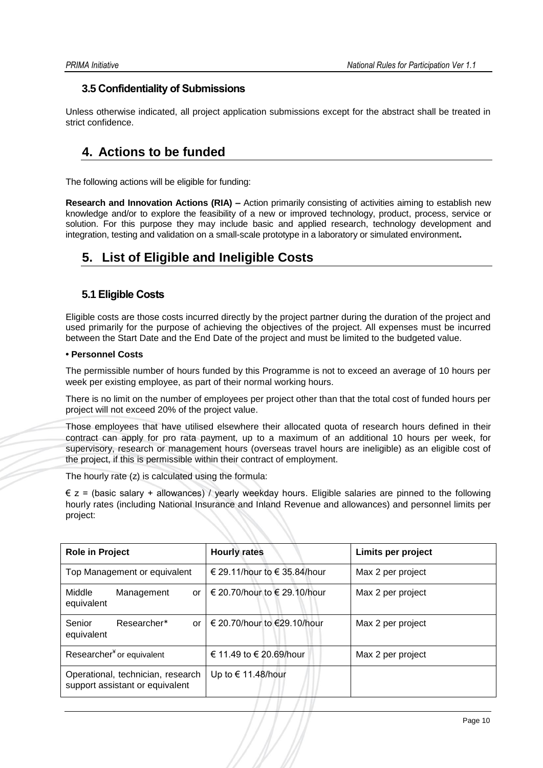### 3.5 Confidentiality of Submissions

Unless otherwise indicated, all project application submissions except for the abstract shall be treated in strict confidence.

## 4. Actions to be funded

The following actions will be eligible for funding:

**Research and Innovation Actions (RIA) –** Action primarily consisting of activities aiming to establish new knowledge and/or to explore the feasibility of a new or improved technology, product, process, service or solution. For this purpose they may include basic and applied research, technology development and integration, testing and validation on a small-scale prototype in a laboratory or simulated environment**.**

## 5. List of Eligible and Ineligible Costs

### 5.1 Eligible Costs

Eligible costs are those costs incurred directly by the project partner during the duration of the project and used primarily for the purpose of achieving the objectives of the project. All expenses must be incurred between the Start Date and the End Date of the project and must be limited to the budgeted value.

**• Personnel Costs**

The permissible number of hours funded by this Programme is not to exceed an average of 10 hours per week per existing employee, as part of their normal working hours.

There is no limit on the number of employees per project other than that the total cost of funded hours per project will not exceed 20% of the project value.

Those employees that have utilised elsewhere their allocated quota of research hours defined in their contract can apply for pro rata payment, up to a maximum of an additional 10 hours per week, for supervisory, research or management hours (overseas travel hours are ineligible) as an eligible cost of the project, if this is permissible within their contract of employment.

The hourly rate (z) is calculated using the formula:

€ z = (basic salary + allowances) / yearly weekday hours. Eligible salaries are pinned to the following hourly rates (including National Insurance and Inland Revenue and allowances) and personnel limits per project:

| Role in Project | Hourly rates | Limits per project |
|---|---|---|
| Top Management or equivalent | € 29.11/hour to € 35.84/hour | Max 2 per project |
| Middle Management or equivalent | € 20.70/hour to € 29.10/hour | Max 2 per project |
| Senior Researcher* or equivalent | € 20.70/hour to €29.10/hour | Max 2 per project |
| Researcher¥ or equivalent | € 11.49 to € 20.69/hour | Max 2 per project |
| Operational, technician, research support assistant or equivalent | Up to € 11.48/hour | |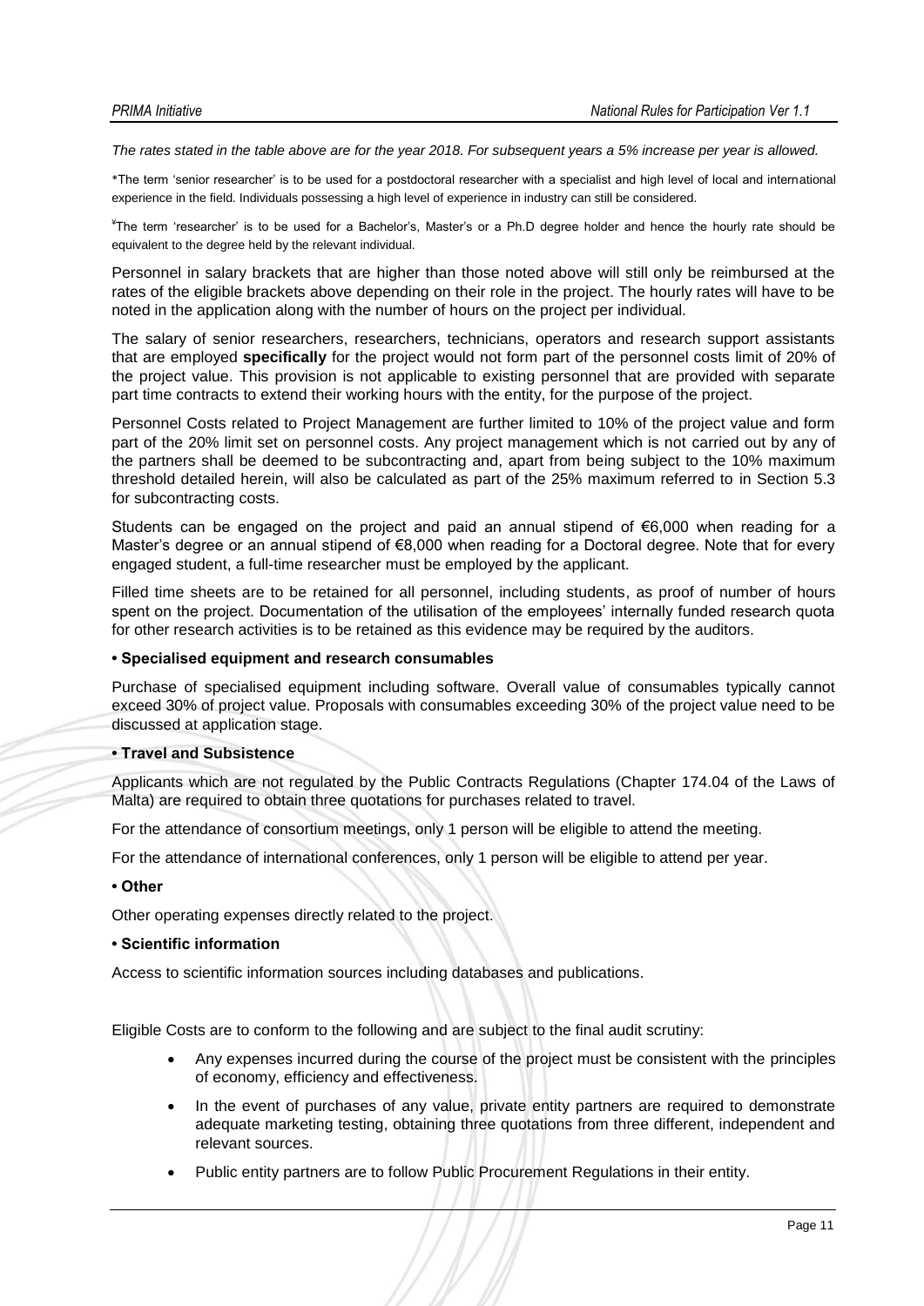*The rates stated in the table above are for the year 2018. For subsequent years a 5% increase per year is allowed.*

*The term 'senior researcher' is to be used for a postdoctoral researcher with a specialist and high level of local and international experience in the field. Individuals possessing a high level of experience in industry can still be considered.

¥The term 'researcher' is to be used for a Bachelor's, Master's or a Ph.D degree holder and hence the hourly rate should be equivalent to the degree held by the relevant individual.

Personnel in salary brackets that are higher than those noted above will still only be reimbursed at the rates of the eligible brackets above depending on their role in the project. The hourly rates will have to be noted in the application along with the number of hours on the project per individual.

The salary of senior researchers, researchers, technicians, operators and research support assistants that are employed **specifically** for the project would not form part of the personnel costs limit of 20% of the project value. This provision is not applicable to existing personnel that are provided with separate part time contracts to extend their working hours with the entity, for the purpose of the project.

Personnel Costs related to Project Management are further limited to 10% of the project value and form part of the 20% limit set on personnel costs. Any project management which is not carried out by any of the partners shall be deemed to be subcontracting and, apart from being subject to the 10% maximum threshold detailed herein, will also be calculated as part of the 25% maximum referred to in Section 5.3 for subcontracting costs.

Students can be engaged on the project and paid an annual stipend of €6,000 when reading for a Master's degree or an annual stipend of €8,000 when reading for a Doctoral degree. Note that for every engaged student, a full-time researcher must be employed by the applicant.

Filled time sheets are to be retained for all personnel, including students, as proof of number of hours spent on the project. Documentation of the utilisation of the employees' internally funded research quota for other research activities is to be retained as this evidence may be required by the auditors.

**• Specialised equipment and research consumables**

Purchase of specialised equipment including software. Overall value of consumables typically cannot exceed 30% of project value. Proposals with consumables exceeding 30% of the project value need to be discussed at application stage.

**• Travel and Subsistence**

Applicants which are not regulated by the Public Contracts Regulations (Chapter 174.04 of the Laws of Malta) are required to obtain three quotations for purchases related to travel.

For the attendance of consortium meetings, only 1 person will be eligible to attend the meeting.

For the attendance of international conferences, only 1 person will be eligible to attend per year.

**• Other**

Other operating expenses directly related to the project.

**• Scientific information**

Access to scientific information sources including databases and publications.

Eligible Costs are to conform to the following and are subject to the final audit scrutiny:

- Any expenses incurred during the course of the project must be consistent with the principles of economy, efficiency and effectiveness.
- In the event of purchases of any value, private entity partners are required to demonstrate adequate marketing testing, obtaining three quotations from three different, independent and relevant sources.
- Public entity partners are to follow Public Procurement Regulations in their entity.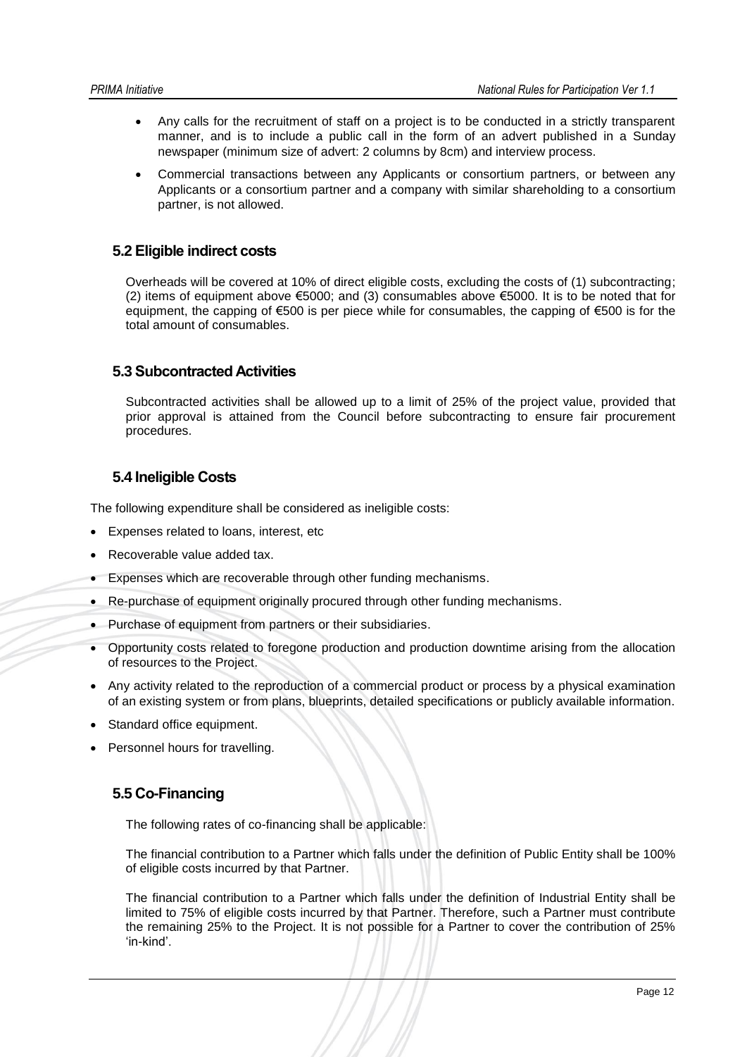- Any calls for the recruitment of staff on a project is to be conducted in a strictly transparent manner, and is to include a public call in the form of an advert published in a Sunday newspaper (minimum size of advert: 2 columns by 8cm) and interview process.
- Commercial transactions between any Applicants or consortium partners, or between any Applicants or a consortium partner and a company with similar shareholding to a consortium partner, is not allowed.

### 5.2 Eligible indirect costs

Overheads will be covered at 10% of direct eligible costs, excluding the costs of (1) subcontracting; (2) items of equipment above €5000; and (3) consumables above €5000. It is to be noted that for equipment, the capping of €500 is per piece while for consumables, the capping of €500 is for the total amount of consumables.

### 5.3 Subcontracted Activities

Subcontracted activities shall be allowed up to a limit of 25% of the project value, provided that prior approval is attained from the Council before subcontracting to ensure fair procurement procedures.

### 5.4 Ineligible Costs

The following expenditure shall be considered as ineligible costs:

- Expenses related to loans, interest, etc
- Recoverable value added tax.
- Expenses which are recoverable through other funding mechanisms.
- Re-purchase of equipment originally procured through other funding mechanisms.
- Purchase of equipment from partners or their subsidiaries.
- Opportunity costs related to foregone production and production downtime arising from the allocation of resources to the Project.
- Any activity related to the reproduction of a commercial product or process by a physical examination of an existing system or from plans, blueprints, detailed specifications or publicly available information.
- Standard office equipment.
- Personnel hours for travelling.

### 5.5 Co-Financing

The following rates of co-financing shall be applicable:

The financial contribution to a Partner which falls under the definition of Public Entity shall be 100% of eligible costs incurred by that Partner.

The financial contribution to a Partner which falls under the definition of Industrial Entity shall be limited to 75% of eligible costs incurred by that Partner. Therefore, such a Partner must contribute the remaining 25% to the Project. It is not possible for a Partner to cover the contribution of 25% 'in-kind'.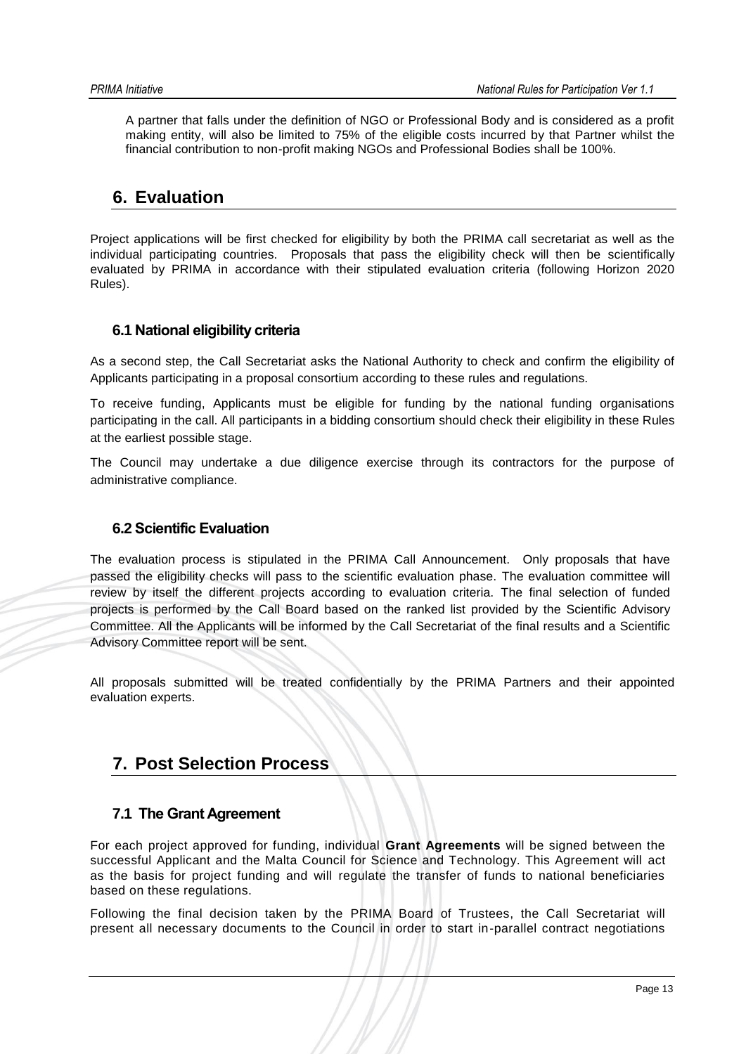A partner that falls under the definition of NGO or Professional Body and is considered as a profit making entity, will also be limited to 75% of the eligible costs incurred by that Partner whilst the financial contribution to non-profit making NGOs and Professional Bodies shall be 100%.

# 6. Evaluation

Project applications will be first checked for eligibility by both the PRIMA call secretariat as well as the individual participating countries. Proposals that pass the eligibility check will then be scientifically evaluated by PRIMA in accordance with their stipulated evaluation criteria (following Horizon 2020 Rules).

## 6.1 National eligibility criteria

As a second step, the Call Secretariat asks the National Authority to check and confirm the eligibility of Applicants participating in a proposal consortium according to these rules and regulations.

To receive funding, Applicants must be eligible for funding by the national funding organisations participating in the call. All participants in a bidding consortium should check their eligibility in these Rules at the earliest possible stage.

The Council may undertake a due diligence exercise through its contractors for the purpose of administrative compliance.

## 6.2 Scientific Evaluation

The evaluation process is stipulated in the PRIMA Call Announcement. Only proposals that have passed the eligibility checks will pass to the scientific evaluation phase. The evaluation committee will review by itself the different projects according to evaluation criteria. The final selection of funded projects is performed by the Call Board based on the ranked list provided by the Scientific Advisory Committee. All the Applicants will be informed by the Call Secretariat of the final results and a Scientific Advisory Committee report will be sent.

All proposals submitted will be treated confidentially by the PRIMA Partners and their appointed evaluation experts.

# 7. Post Selection Process

## 7.1 The Grant Agreement

For each project approved for funding, individual **Grant Agreements** will be signed between the successful Applicant and the Malta Council for Science and Technology. This Agreement will act as the basis for project funding and will regulate the transfer of funds to national beneficiaries based on these regulations.

Following the final decision taken by the PRIMA Board of Trustees, the Call Secretariat will present all necessary documents to the Council in order to start in-parallel contract negotiations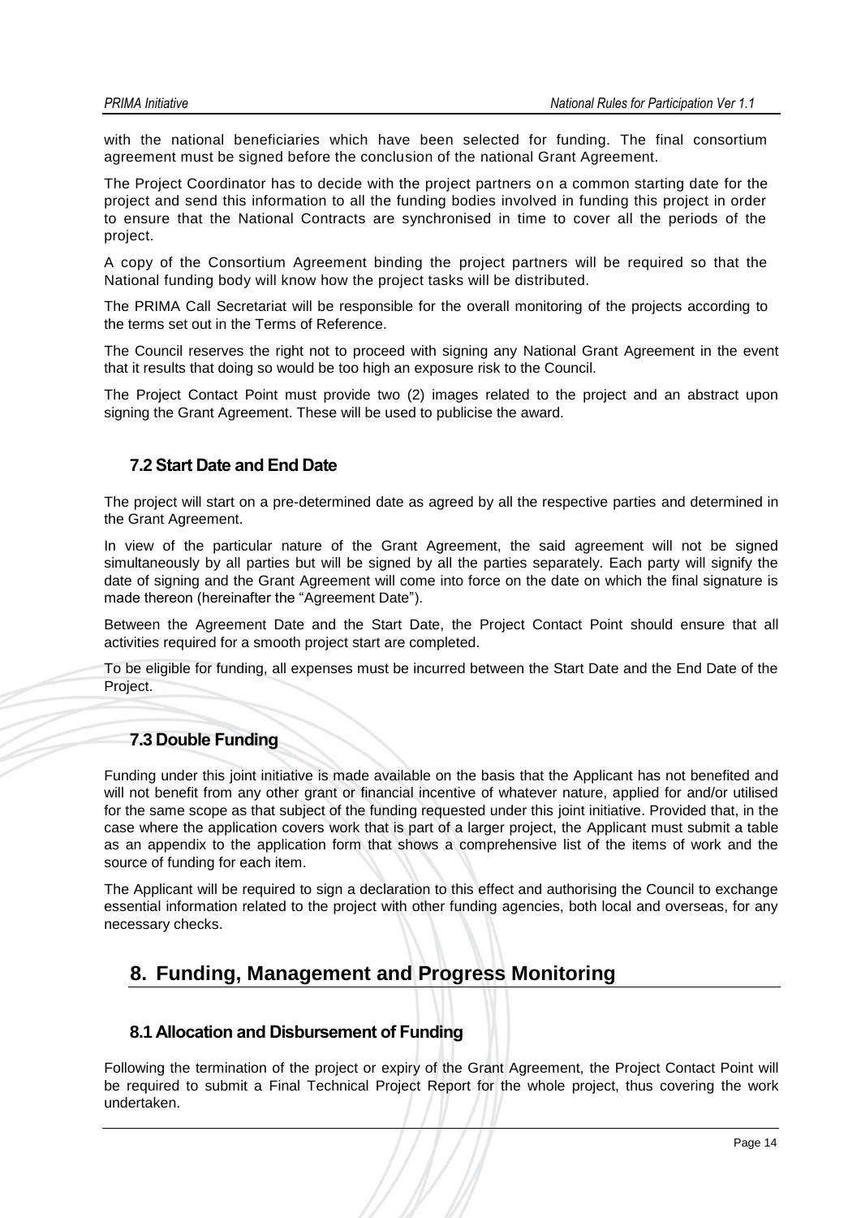with the national beneficiaries which have been selected for funding. The final consortium agreement must be signed before the conclusion of the national Grant Agreement.

The Project Coordinator has to decide with the project partners on a common starting date for the project and send this information to all the funding bodies involved in funding this project in order to ensure that the National Contracts are synchronised in time to cover all the periods of the project.

A copy of the Consortium Agreement binding the project partners will be required so that the National funding body will know how the project tasks will be distributed.

The PRIMA Call Secretariat will be responsible for the overall monitoring of the projects according to the terms set out in the Terms of Reference.

The Council reserves the right not to proceed with signing any National Grant Agreement in the event that it results that doing so would be too high an exposure risk to the Council.

The Project Contact Point must provide two (2) images related to the project and an abstract upon signing the Grant Agreement. These will be used to publicise the award.

### 7.2 Start Date and End Date

The project will start on a pre-determined date as agreed by all the respective parties and determined in the Grant Agreement.

In view of the particular nature of the Grant Agreement, the said agreement will not be signed simultaneously by all parties but will be signed by all the parties separately. Each party will signify the date of signing and the Grant Agreement will come into force on the date on which the final signature is made thereon (hereinafter the "Agreement Date").

Between the Agreement Date and the Start Date, the Project Contact Point should ensure that all activities required for a smooth project start are completed.

To be eligible for funding, all expenses must be incurred between the Start Date and the End Date of the Project.

### 7.3 Double Funding

Funding under this joint initiative is made available on the basis that the Applicant has not benefited and will not benefit from any other grant or financial incentive of whatever nature, applied for and/or utilised for the same scope as that subject of the funding requested under this joint initiative. Provided that, in the case where the application covers work that is part of a larger project, the Applicant must submit a table as an appendix to the application form that shows a comprehensive list of the items of work and the source of funding for each item.

The Applicant will be required to sign a declaration to this effect and authorising the Council to exchange essential information related to the project with other funding agencies, both local and overseas, for any necessary checks.

## 8. Funding, Management and Progress Monitoring

### 8.1 Allocation and Disbursement of Funding

Following the termination of the project or expiry of the Grant Agreement, the Project Contact Point will be required to submit a Final Technical Project Report for the whole project, thus covering the work undertaken.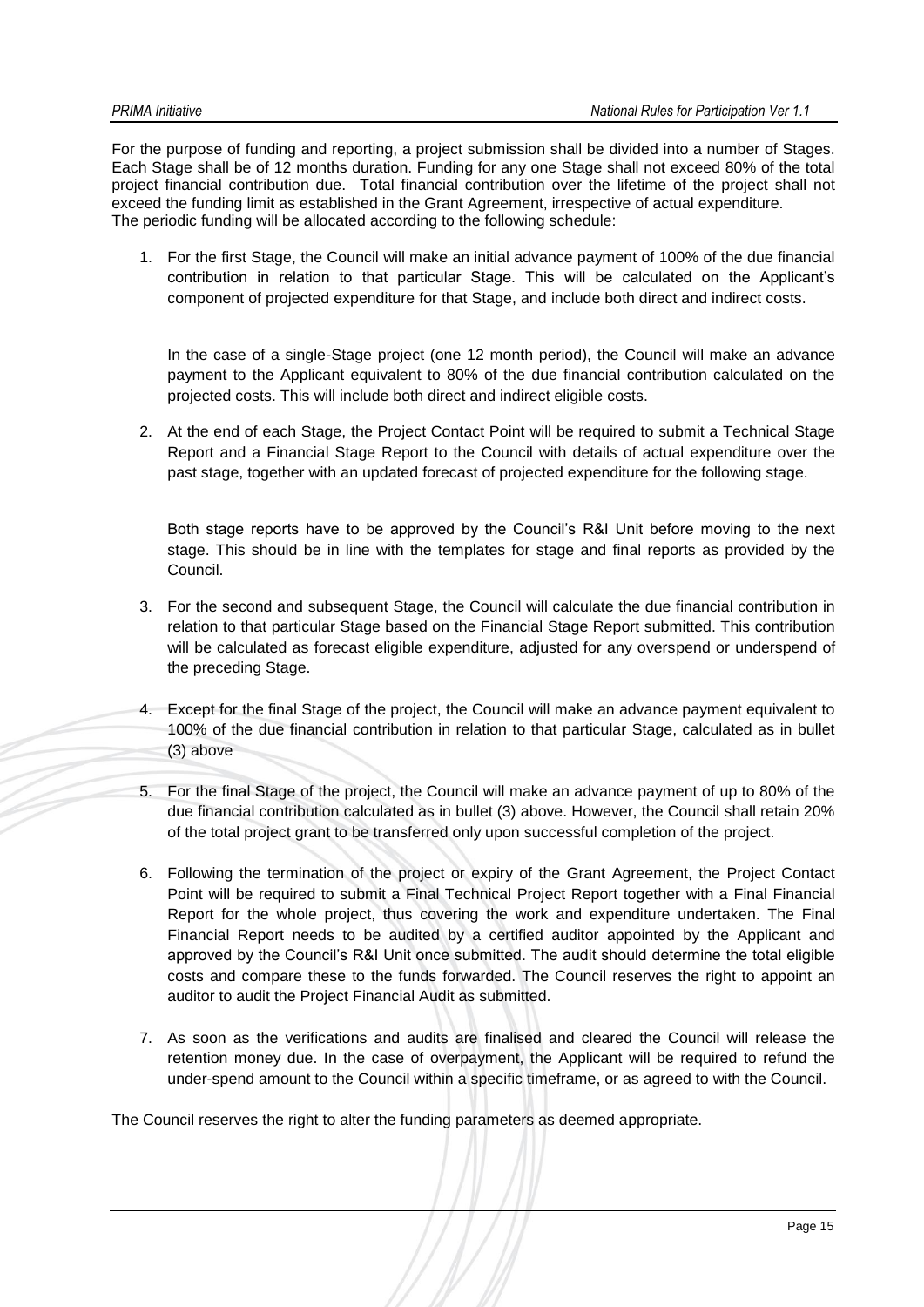For the purpose of funding and reporting, a project submission shall be divided into a number of Stages. Each Stage shall be of 12 months duration. Funding for any one Stage shall not exceed 80% of the total project financial contribution due. Total financial contribution over the lifetime of the project shall not exceed the funding limit as established in the Grant Agreement, irrespective of actual expenditure.
The periodic funding will be allocated according to the following schedule:

1. For the first Stage, the Council will make an initial advance payment of 100% of the due financial contribution in relation to that particular Stage. This will be calculated on the Applicant's component of projected expenditure for that Stage, and include both direct and indirect costs.

   In the case of a single-Stage project (one 12 month period), the Council will make an advance payment to the Applicant equivalent to 80% of the due financial contribution calculated on the projected costs. This will include both direct and indirect eligible costs.

2. At the end of each Stage, the Project Contact Point will be required to submit a Technical Stage Report and a Financial Stage Report to the Council with details of actual expenditure over the past stage, together with an updated forecast of projected expenditure for the following stage.

   Both stage reports have to be approved by the Council's R&I Unit before moving to the next stage. This should be in line with the templates for stage and final reports as provided by the Council.

3. For the second and subsequent Stage, the Council will calculate the due financial contribution in relation to that particular Stage based on the Financial Stage Report submitted. This contribution will be calculated as forecast eligible expenditure, adjusted for any overspend or underspend of the preceding Stage.

4. Except for the final Stage of the project, the Council will make an advance payment equivalent to 100% of the due financial contribution in relation to that particular Stage, calculated as in bullet (3) above

5. For the final Stage of the project, the Council will make an advance payment of up to 80% of the due financial contribution calculated as in bullet (3) above. However, the Council shall retain 20% of the total project grant to be transferred only upon successful completion of the project.

6. Following the termination of the project or expiry of the Grant Agreement, the Project Contact Point will be required to submit a Final Technical Project Report together with a Final Financial Report for the whole project, thus covering the work and expenditure undertaken. The Final Financial Report needs to be audited by a certified auditor appointed by the Applicant and approved by the Council's R&I Unit once submitted. The audit should determine the total eligible costs and compare these to the funds forwarded. The Council reserves the right to appoint an auditor to audit the Project Financial Audit as submitted.

7. As soon as the verifications and audits are finalised and cleared the Council will release the retention money due. In the case of overpayment, the Applicant will be required to refund the under-spend amount to the Council within a specific timeframe, or as agreed to with the Council.

The Council reserves the right to alter the funding parameters as deemed appropriate.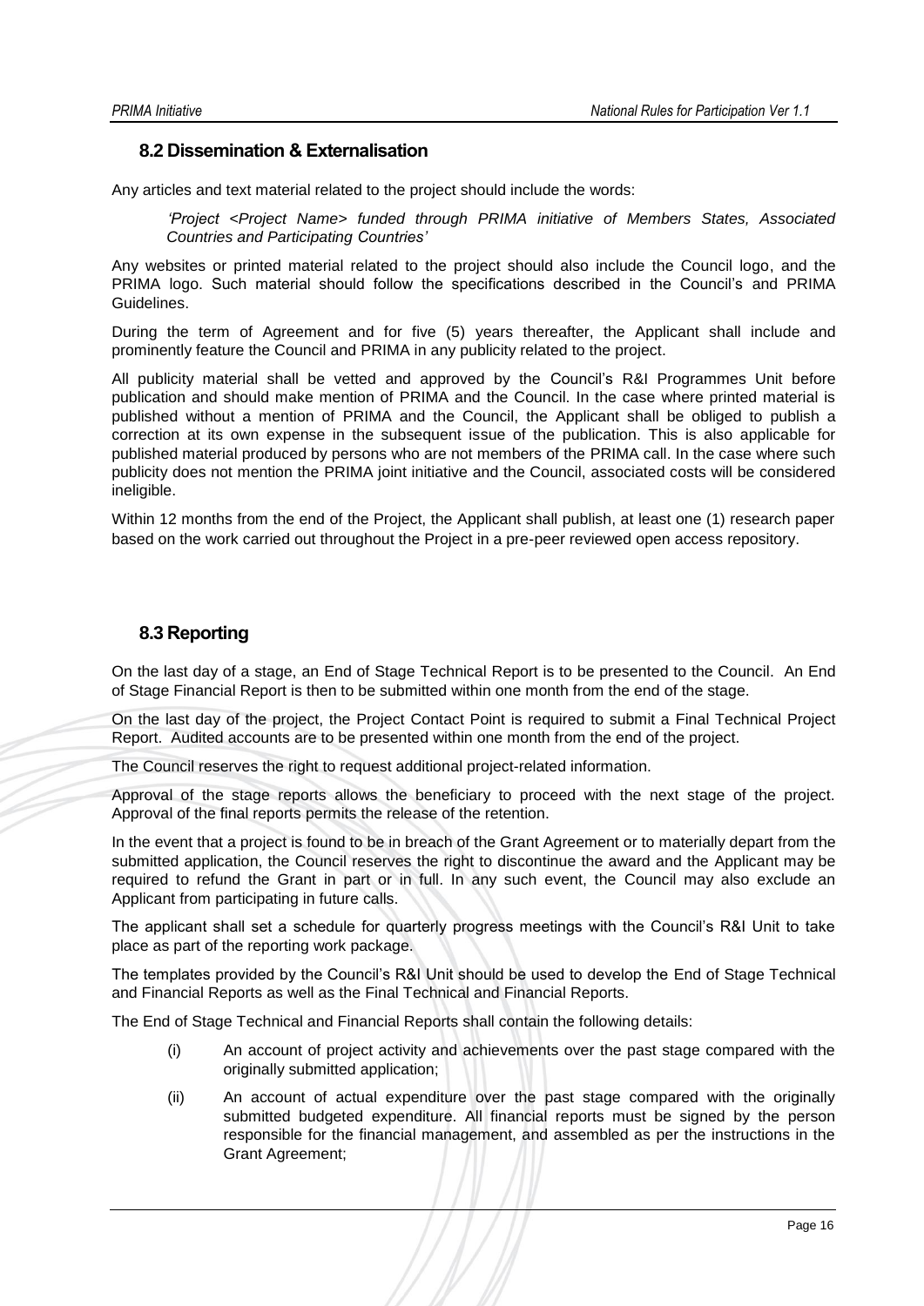## 8.2 Dissemination & Externalisation

Any articles and text material related to the project should include the words:

> *'Project <Project Name> funded through PRIMA initiative of Members States, Associated Countries and Participating Countries'*

Any websites or printed material related to the project should also include the Council logo, and the PRIMA logo. Such material should follow the specifications described in the Council's and PRIMA Guidelines.

During the term of Agreement and for five (5) years thereafter, the Applicant shall include and prominently feature the Council and PRIMA in any publicity related to the project.

All publicity material shall be vetted and approved by the Council's R&I Programmes Unit before publication and should make mention of PRIMA and the Council. In the case where printed material is published without a mention of PRIMA and the Council, the Applicant shall be obliged to publish a correction at its own expense in the subsequent issue of the publication. This is also applicable for published material produced by persons who are not members of the PRIMA call. In the case where such publicity does not mention the PRIMA joint initiative and the Council, associated costs will be considered ineligible.

Within 12 months from the end of the Project, the Applicant shall publish, at least one (1) research paper based on the work carried out throughout the Project in a pre-peer reviewed open access repository.

## 8.3 Reporting

On the last day of a stage, an End of Stage Technical Report is to be presented to the Council. An End of Stage Financial Report is then to be submitted within one month from the end of the stage.

On the last day of the project, the Project Contact Point is required to submit a Final Technical Project Report. Audited accounts are to be presented within one month from the end of the project.

The Council reserves the right to request additional project-related information.

Approval of the stage reports allows the beneficiary to proceed with the next stage of the project. Approval of the final reports permits the release of the retention.

In the event that a project is found to be in breach of the Grant Agreement or to materially depart from the submitted application, the Council reserves the right to discontinue the award and the Applicant may be required to refund the Grant in part or in full. In any such event, the Council may also exclude an Applicant from participating in future calls.

The applicant shall set a schedule for quarterly progress meetings with the Council's R&I Unit to take place as part of the reporting work package.

The templates provided by the Council's R&I Unit should be used to develop the End of Stage Technical and Financial Reports as well as the Final Technical and Financial Reports.

The End of Stage Technical and Financial Reports shall contain the following details:

(i) An account of project activity and achievements over the past stage compared with the originally submitted application;

(ii) An account of actual expenditure over the past stage compared with the originally submitted budgeted expenditure. All financial reports must be signed by the person responsible for the financial management, and assembled as per the instructions in the Grant Agreement;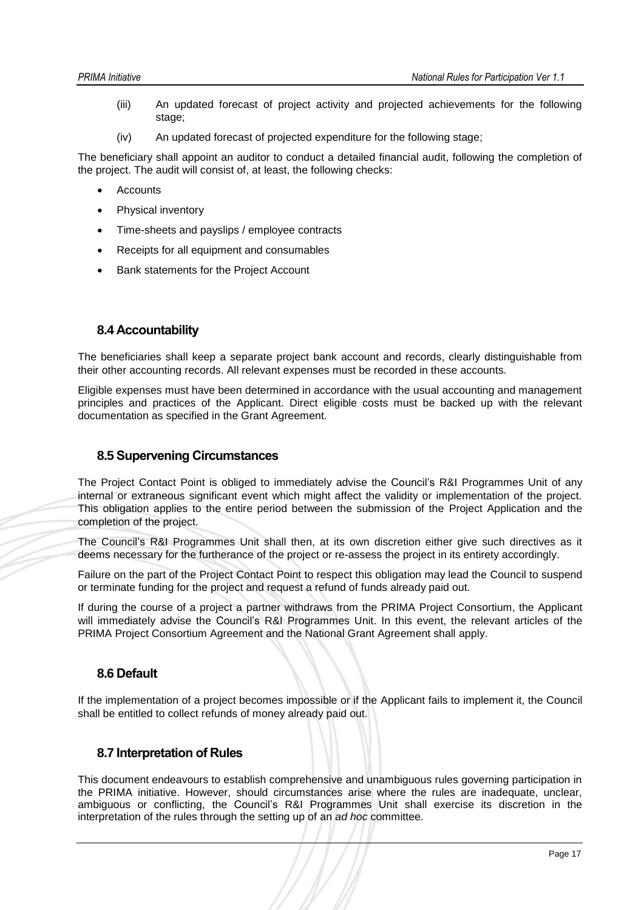(iii) An updated forecast of project activity and projected achievements for the following stage;

(iv) An updated forecast of projected expenditure for the following stage;

The beneficiary shall appoint an auditor to conduct a detailed financial audit, following the completion of the project. The audit will consist of, at least, the following checks:

- Accounts
- Physical inventory
- Time-sheets and payslips / employee contracts
- Receipts for all equipment and consumables
- Bank statements for the Project Account

## 8.4 Accountability

The beneficiaries shall keep a separate project bank account and records, clearly distinguishable from their other accounting records. All relevant expenses must be recorded in these accounts.

Eligible expenses must have been determined in accordance with the usual accounting and management principles and practices of the Applicant. Direct eligible costs must be backed up with the relevant documentation as specified in the Grant Agreement.

## 8.5 Supervening Circumstances

The Project Contact Point is obliged to immediately advise the Council's R&I Programmes Unit of any internal or extraneous significant event which might affect the validity or implementation of the project. This obligation applies to the entire period between the submission of the Project Application and the completion of the project.

The Council's R&I Programmes Unit shall then, at its own discretion either give such directives as it deems necessary for the furtherance of the project or re-assess the project in its entirety accordingly.

Failure on the part of the Project Contact Point to respect this obligation may lead the Council to suspend or terminate funding for the project and request a refund of funds already paid out.

If during the course of a project a partner withdraws from the PRIMA Project Consortium, the Applicant will immediately advise the Council's R&I Programmes Unit. In this event, the relevant articles of the PRIMA Project Consortium Agreement and the National Grant Agreement shall apply.

## 8.6 Default

If the implementation of a project becomes impossible or if the Applicant fails to implement it, the Council shall be entitled to collect refunds of money already paid out.

## 8.7 Interpretation of Rules

This document endeavours to establish comprehensive and unambiguous rules governing participation in the PRIMA initiative. However, should circumstances arise where the rules are inadequate, unclear, ambiguous or conflicting, the Council's R&I Programmes Unit shall exercise its discretion in the interpretation of the rules through the setting up of an *ad hoc* committee.